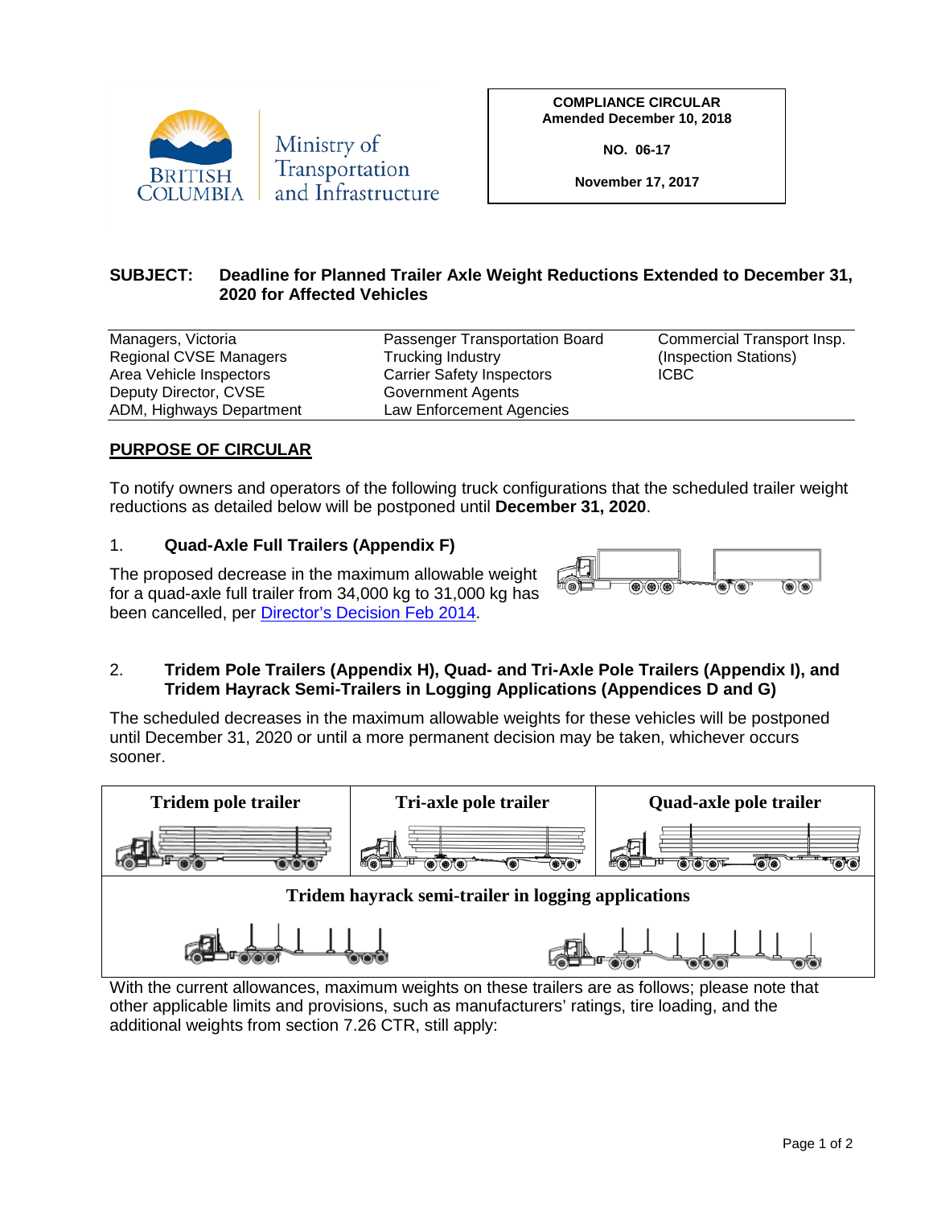Ministry of Transportation and Infrastructure

**COMPLIANCE CIRCULAR**
**Amended December 10, 2018**

**NO. 06-17**

**November 17, 2017**

**SUBJECT: Deadline for Planned Trailer Axle Weight Reductions Extended to December 31, 2020 for Affected Vehicles**

| | | |
|---|---|---|
| Managers, Victoria | Passenger Transportation Board | Commercial Transport Insp. |
| Regional CVSE Managers | Trucking Industry | (Inspection Stations) |
| Area Vehicle Inspectors | Carrier Safety Inspectors | ICBC |
| Deputy Director, CVSE | Government Agents | |
| ADM, Highways Department | Law Enforcement Agencies | |

## PURPOSE OF CIRCULAR

To notify owners and operators of the following truck configurations that the scheduled trailer weight reductions as detailed below will be postponed until **December 31, 2020**.

1. **Quad-Axle Full Trailers (Appendix F)**

The proposed decrease in the maximum allowable weight for a quad-axle full trailer from 34,000 kg to 31,000 kg has been cancelled, per [Director's Decision Feb 2014](Director's Decision Feb 2014).

2. **Tridem Pole Trailers (Appendix H), Quad- and Tri-Axle Pole Trailers (Appendix I), and Tridem Hayrack Semi-Trailers in Logging Applications (Appendices D and G)**

The scheduled decreases in the maximum allowable weights for these vehicles will be postponed until December 31, 2020 or until a more permanent decision may be taken, whichever occurs sooner.

| Tridem pole trailer | Tri-axle pole trailer | Quad-axle pole trailer |
|---|---|---|
| Tridem hayrack semi-trailer in logging applications | | |

With the current allowances, maximum weights on these trailers are as follows; please note that other applicable limits and provisions, such as manufacturers' ratings, tire loading, and the additional weights from section 7.26 CTR, still apply: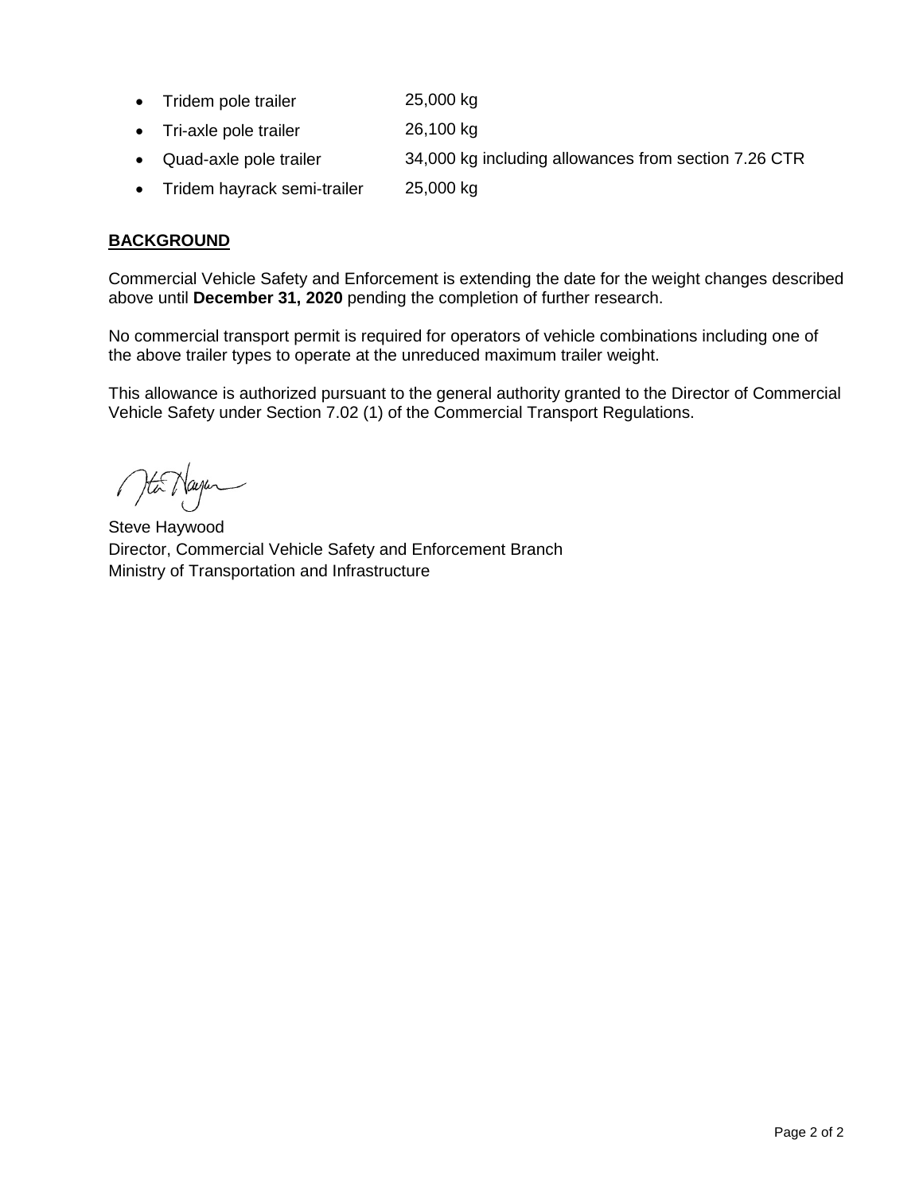- Tridem pole trailer 25,000 kg
- Tri-axle pole trailer 26,100 kg
- Quad-axle pole trailer 34,000 kg including allowances from section 7.26 CTR
- Tridem hayrack semi-trailer 25,000 kg

## BACKGROUND

Commercial Vehicle Safety and Enforcement is extending the date for the weight changes described above until **December 31, 2020** pending the completion of further research.

No commercial transport permit is required for operators of vehicle combinations including one of the above trailer types to operate at the unreduced maximum trailer weight.

This allowance is authorized pursuant to the general authority granted to the Director of Commercial Vehicle Safety under Section 7.02 (1) of the Commercial Transport Regulations.

Steve Haywood
Director, Commercial Vehicle Safety and Enforcement Branch
Ministry of Transportation and Infrastructure